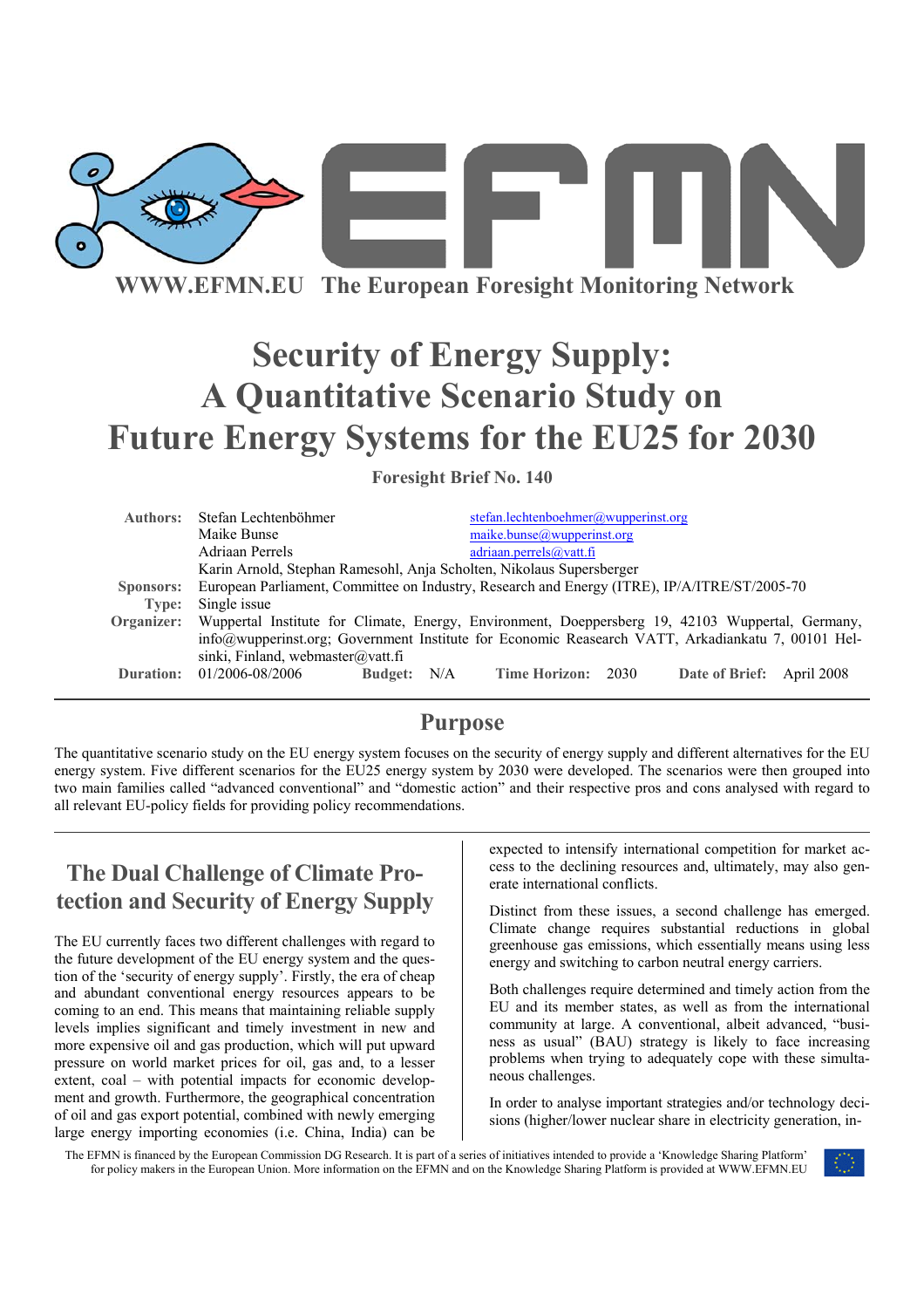WWW.EFMN.EU The European Foresight Monitoring Network

# Security of Energy Supply: A Quantitative Scenario Study on Future Energy Systems for the EU25 for 2030

**Foresight Brief No. 140**

| | | |
|---|---|---|
| **Authors:** | Stefan Lechtenböhmer | stefan.lechtenboehmer@wupperinst.org |
| | Maike Bunse | maike.bunse@wupperinst.org |
| | Adriaan Perrels | adriaan.perrels@vatt.fi |
| | Karin Arnold, Stephan Ramesohl, Anja Scholten, Nikolaus Supersberger | |
| **Sponsors:** | European Parliament, Committee on Industry, Research and Energy (ITRE), IP/A/ITRE/ST/2005-70 | |
| **Type:** | Single issue | |
| **Organizer:** | Wuppertal Institute for Climate, Energy, Environment, Doeppersberg 19, 42103 Wuppertal, Germany, info@wupperinst.org; Government Institute for Economic Reasearch VATT, Arkadiankatu 7, 00101 Helsinki, Finland, webmaster@vatt.fi | |
| **Duration:** | 01/2006-08/2006 **Budget:** N/A **Time Horizon:** 2030 **Date of Brief:** April 2008 | |

## Purpose

The quantitative scenario study on the EU energy system focuses on the security of energy supply and different alternatives for the EU energy system. Five different scenarios for the EU25 energy system by 2030 were developed. The scenarios were then grouped into two main families called "advanced conventional" and "domestic action" and their respective pros and cons analysed with regard to all relevant EU-policy fields for providing policy recommendations.

## The Dual Challenge of Climate Protection and Security of Energy Supply

The EU currently faces two different challenges with regard to the future development of the EU energy system and the question of the 'security of energy supply'. Firstly, the era of cheap and abundant conventional energy resources appears to be coming to an end. This means that maintaining reliable supply levels implies significant and timely investment in new and more expensive oil and gas production, which will put upward pressure on world market prices for oil, gas and, to a lesser extent, coal – with potential impacts for economic development and growth. Furthermore, the geographical concentration of oil and gas export potential, combined with newly emerging large energy importing economies (i.e. China, India) can be expected to intensify international competition for market access to the declining resources and, ultimately, may also generate international conflicts.

Distinct from these issues, a second challenge has emerged. Climate change requires substantial reductions in global greenhouse gas emissions, which essentially means using less energy and switching to carbon neutral energy carriers.

Both challenges require determined and timely action from the EU and its member states, as well as from the international community at large. A conventional, albeit advanced, "business as usual" (BAU) strategy is likely to face increasing problems when trying to adequately cope with these simultaneous challenges.

In order to analyse important strategies and/or technology decisions (higher/lower nuclear share in electricity generation, in-

The EFMN is financed by the European Commission DG Research. It is part of a series of initiatives intended to provide a 'Knowledge Sharing Platform' for policy makers in the European Union. More information on the EFMN and on the Knowledge Sharing Platform is provided at WWW.EFMN.EU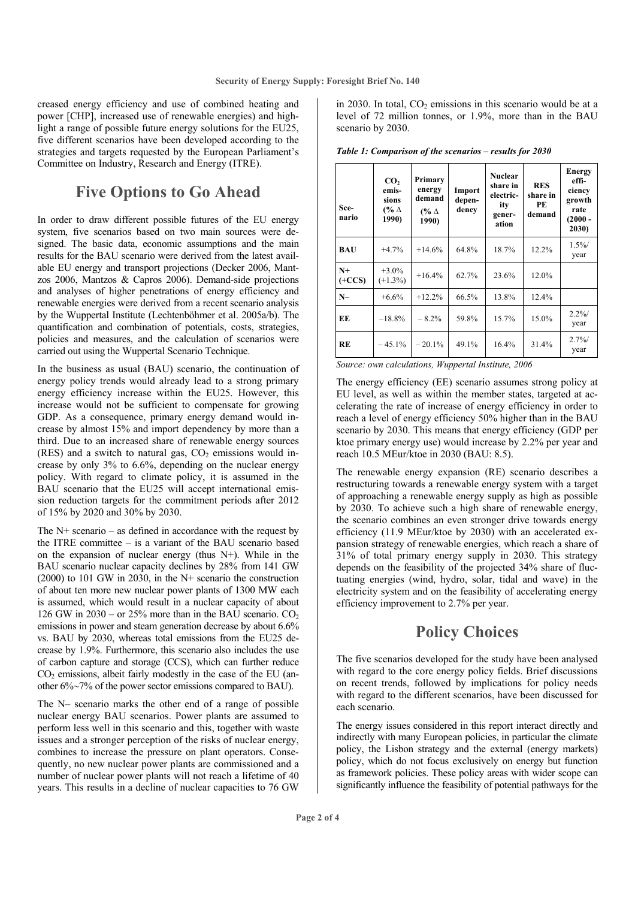creased energy efficiency and use of combined heating and power [CHP], increased use of renewable energies) and highlight a range of possible future energy solutions for the EU25, five different scenarios have been developed according to the strategies and targets requested by the European Parliament's Committee on Industry, Research and Energy (ITRE).

## Five Options to Go Ahead

In order to draw different possible futures of the EU energy system, five scenarios based on two main sources were designed. The basic data, economic assumptions and the main results for the BAU scenario were derived from the latest available EU energy and transport projections (Decker 2006, Mantzos 2006, Mantzos & Capros 2006). Demand-side projections and analyses of higher penetrations of energy efficiency and renewable energies were derived from a recent scenario analysis by the Wuppertal Institute (Lechtenböhmer et al. 2005a/b). The quantification and combination of potentials, costs, strategies, policies and measures, and the calculation of scenarios were carried out using the Wuppertal Scenario Technique.

In the business as usual (BAU) scenario, the continuation of energy policy trends would already lead to a strong primary energy efficiency increase within the EU25. However, this increase would not be sufficient to compensate for growing GDP. As a consequence, primary energy demand would increase by almost 15% and import dependency by more than a third. Due to an increased share of renewable energy sources (RES) and a switch to natural gas, $CO_2$ emissions would increase by only 3% to 6.6%, depending on the nuclear energy policy. With regard to climate policy, it is assumed in the BAU scenario that the EU25 will accept international emission reduction targets for the commitment periods after 2012 of 15% by 2020 and 30% by 2030.

The N+ scenario – as defined in accordance with the request by the ITRE committee – is a variant of the BAU scenario based on the expansion of nuclear energy (thus N+). While in the BAU scenario nuclear capacity declines by 28% from 141 GW (2000) to 101 GW in 2030, in the N+ scenario the construction of about ten more new nuclear power plants of 1300 MW each is assumed, which would result in a nuclear capacity of about 126 GW in 2030 – or 25% more than in the BAU scenario. $CO_2$ emissions in power and steam generation decrease by about 6.6% vs. BAU by 2030, whereas total emissions from the EU25 decrease by 1.9%. Furthermore, this scenario also includes the use of carbon capture and storage (CCS), which can further reduce $CO_2$ emissions, albeit fairly modestly in the case of the EU (another 6%~7% of the power sector emissions compared to BAU).

The N– scenario marks the other end of a range of possible nuclear energy BAU scenarios. Power plants are assumed to perform less well in this scenario and this, together with waste issues and a stronger perception of the risks of nuclear energy, combines to increase the pressure on plant operators. Consequently, no new nuclear power plants are commissioned and a number of nuclear power plants will not reach a lifetime of 40 years. This results in a decline of nuclear capacities to 76 GW in 2030. In total, $CO_2$ emissions in this scenario would be at a level of 72 million tonnes, or 1.9%, more than in the BAU scenario by 2030.

***Table 1: Comparison of the scenarios – results for 2030***

| Scenario | $CO_2$ emissions (% Δ 1990) | Primary energy demand (% Δ 1990) | Import dependency | Nuclear share in electricity generation | RES share in PE demand | Energy efficiency growth rate (2000 - 2030) |
|---|---|---|---|---|---|---|
| **BAU** | +4.7% | +14.6% | 64.8% | 18.7% | 12.2% | 1.5%/ year |
| **N+ (+CCS)** | +3.0% (+1.3%) | +16.4% | 62.7% | 23.6% | 12.0% | |
| **N–** | +6.6% | +12.2% | 66.5% | 13.8% | 12.4% | |
| **EE** | −18.8% | − 8.2% | 59.8% | 15.7% | 15.0% | 2.2%/ year |
| **RE** | − 45.1% | − 20.1% | 49.1% | 16.4% | 31.4% | 2.7%/ year |

*Source: own calculations, Wuppertal Institute, 2006*

The energy efficiency (EE) scenario assumes strong policy at EU level, as well as within the member states, targeted at accelerating the rate of increase of energy efficiency in order to reach a level of energy efficiency 50% higher than in the BAU scenario by 2030. This means that energy efficiency (GDP per ktoe primary energy use) would increase by 2.2% per year and reach 10.5 MEur/ktoe in 2030 (BAU: 8.5).

The renewable energy expansion (RE) scenario describes a restructuring towards a renewable energy system with a target of approaching a renewable energy supply as high as possible by 2030. To achieve such a high share of renewable energy, the scenario combines an even stronger drive towards energy efficiency (11.9 MEur/ktoe by 2030) with an accelerated expansion strategy of renewable energies, which reach a share of 31% of total primary energy supply in 2030. This strategy depends on the feasibility of the projected 34% share of fluctuating energies (wind, hydro, solar, tidal and wave) in the electricity system and on the feasibility of accelerating energy efficiency improvement to 2.7% per year.

## Policy Choices

The five scenarios developed for the study have been analysed with regard to the core energy policy fields. Brief discussions on recent trends, followed by implications for policy needs with regard to the different scenarios, have been discussed for each scenario.

The energy issues considered in this report interact directly and indirectly with many European policies, in particular the climate policy, the Lisbon strategy and the external (energy markets) policy, which do not focus exclusively on energy but function as framework policies. These policy areas with wider scope can significantly influence the feasibility of potential pathways for the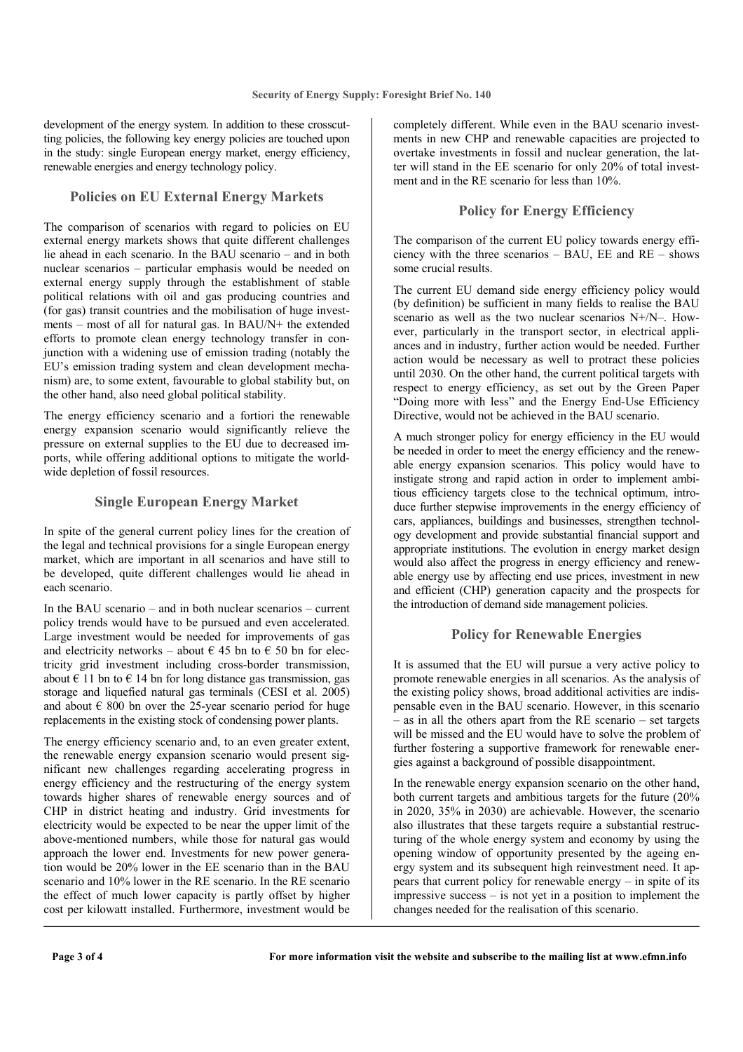development of the energy system. In addition to these crosscutting policies, the following key energy policies are touched upon in the study: single European energy market, energy efficiency, renewable energies and energy technology policy.

## Policies on EU External Energy Markets

The comparison of scenarios with regard to policies on EU external energy markets shows that quite different challenges lie ahead in each scenario. In the BAU scenario – and in both nuclear scenarios – particular emphasis would be needed on external energy supply through the establishment of stable political relations with oil and gas producing countries and (for gas) transit countries and the mobilisation of huge investments – most of all for natural gas. In BAU/N+ the extended efforts to promote clean energy technology transfer in conjunction with a widening use of emission trading (notably the EU's emission trading system and clean development mechanism) are, to some extent, favourable to global stability but, on the other hand, also need global political stability.

The energy efficiency scenario and a fortiori the renewable energy expansion scenario would significantly relieve the pressure on external supplies to the EU due to decreased imports, while offering additional options to mitigate the worldwide depletion of fossil resources.

## Single European Energy Market

In spite of the general current policy lines for the creation of the legal and technical provisions for a single European energy market, which are important in all scenarios and have still to be developed, quite different challenges would lie ahead in each scenario.

In the BAU scenario – and in both nuclear scenarios – current policy trends would have to be pursued and even accelerated. Large investment would be needed for improvements of gas and electricity networks – about € 45 bn to € 50 bn for electricity grid investment including cross-border transmission, about € 11 bn to € 14 bn for long distance gas transmission, gas storage and liquefied natural gas terminals (CESI et al. 2005) and about € 800 bn over the 25-year scenario period for huge replacements in the existing stock of condensing power plants.

The energy efficiency scenario and, to an even greater extent, the renewable energy expansion scenario would present significant new challenges regarding accelerating progress in energy efficiency and the restructuring of the energy system towards higher shares of renewable energy sources and of CHP in district heating and industry. Grid investments for electricity would be expected to be near the upper limit of the above-mentioned numbers, while those for natural gas would approach the lower end. Investments for new power generation would be 20% lower in the EE scenario than in the BAU scenario and 10% lower in the RE scenario. In the RE scenario the effect of much lower capacity is partly offset by higher cost per kilowatt installed. Furthermore, investment would be completely different. While even in the BAU scenario investments in new CHP and renewable capacities are projected to overtake investments in fossil and nuclear generation, the latter will stand in the EE scenario for only 20% of total investment and in the RE scenario for less than 10%.

## Policy for Energy Efficiency

The comparison of the current EU policy towards energy efficiency with the three scenarios – BAU, EE and RE – shows some crucial results.

The current EU demand side energy efficiency policy would (by definition) be sufficient in many fields to realise the BAU scenario as well as the two nuclear scenarios N+/N–. However, particularly in the transport sector, in electrical appliances and in industry, further action would be needed. Further action would be necessary as well to protract these policies until 2030. On the other hand, the current political targets with respect to energy efficiency, as set out by the Green Paper "Doing more with less" and the Energy End-Use Efficiency Directive, would not be achieved in the BAU scenario.

A much stronger policy for energy efficiency in the EU would be needed in order to meet the energy efficiency and the renewable energy expansion scenarios. This policy would have to instigate strong and rapid action in order to implement ambitious efficiency targets close to the technical optimum, introduce further stepwise improvements in the energy efficiency of cars, appliances, buildings and businesses, strengthen technology development and provide substantial financial support and appropriate institutions. The evolution in energy market design would also affect the progress in energy efficiency and renewable energy use by affecting end use prices, investment in new and efficient (CHP) generation capacity and the prospects for the introduction of demand side management policies.

## Policy for Renewable Energies

It is assumed that the EU will pursue a very active policy to promote renewable energies in all scenarios. As the analysis of the existing policy shows, broad additional activities are indispensable even in the BAU scenario. However, in this scenario – as in all the others apart from the RE scenario – set targets will be missed and the EU would have to solve the problem of further fostering a supportive framework for renewable energies against a background of possible disappointment.

In the renewable energy expansion scenario on the other hand, both current targets and ambitious targets for the future (20% in 2020, 35% in 2030) are achievable. However, the scenario also illustrates that these targets require a substantial restructuring of the whole energy system and economy by using the opening window of opportunity presented by the ageing energy system and its subsequent high reinvestment need. It appears that current policy for renewable energy – in spite of its impressive success – is not yet in a position to implement the changes needed for the realisation of this scenario.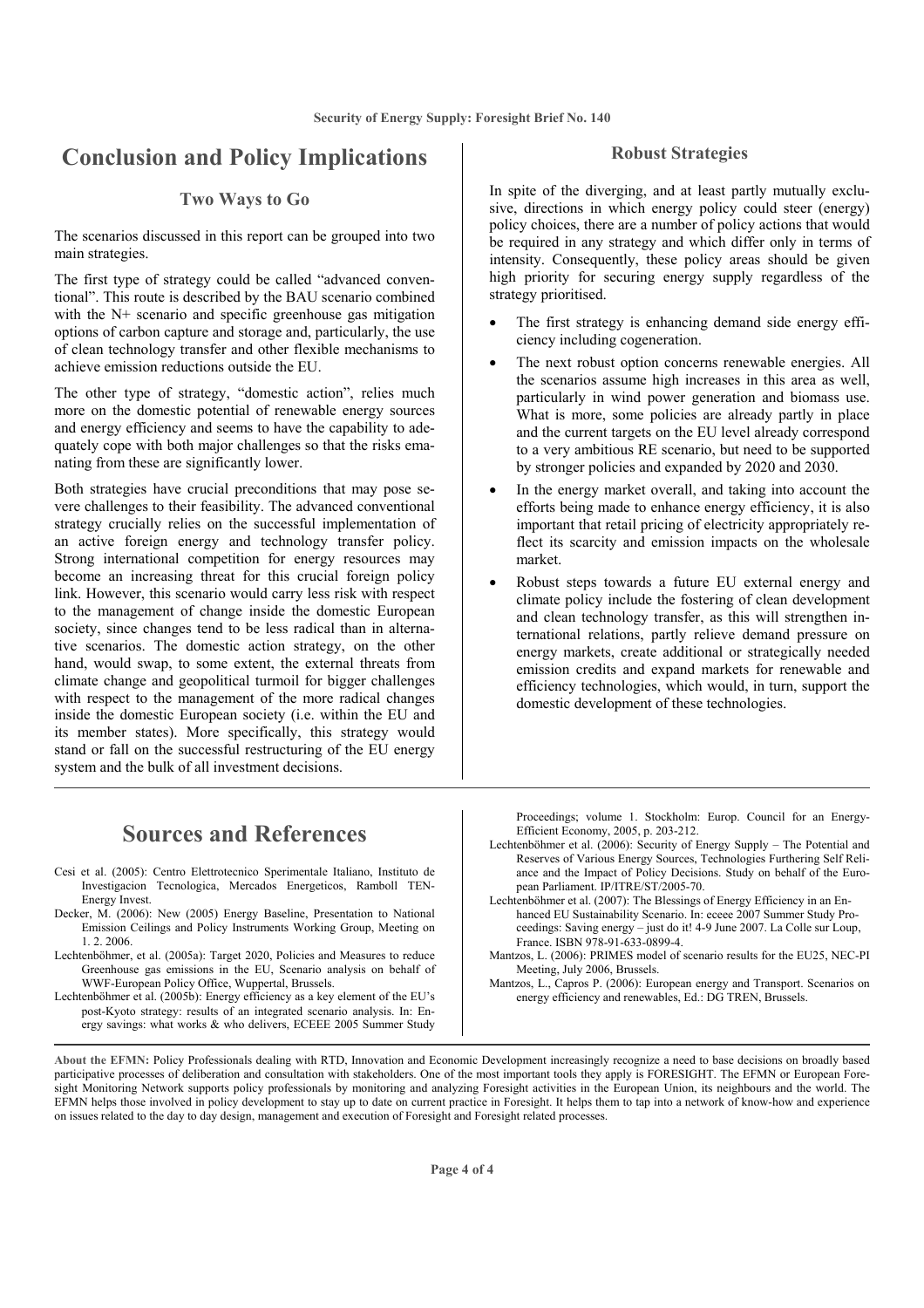# Conclusion and Policy Implications

## Two Ways to Go

The scenarios discussed in this report can be grouped into two main strategies.

The first type of strategy could be called "advanced conventional". This route is described by the BAU scenario combined with the N+ scenario and specific greenhouse gas mitigation options of carbon capture and storage and, particularly, the use of clean technology transfer and other flexible mechanisms to achieve emission reductions outside the EU.

The other type of strategy, "domestic action", relies much more on the domestic potential of renewable energy sources and energy efficiency and seems to have the capability to adequately cope with both major challenges so that the risks emanating from these are significantly lower.

Both strategies have crucial preconditions that may pose severe challenges to their feasibility. The advanced conventional strategy crucially relies on the successful implementation of an active foreign energy and technology transfer policy. Strong international competition for energy resources may become an increasing threat for this crucial foreign policy link. However, this scenario would carry less risk with respect to the management of change inside the domestic European society, since changes tend to be less radical than in alternative scenarios. The domestic action strategy, on the other hand, would swap, to some extent, the external threats from climate change and geopolitical turmoil for bigger challenges with respect to the management of the more radical changes inside the domestic European society (i.e. within the EU and its member states). More specifically, this strategy would stand or fall on the successful restructuring of the EU energy system and the bulk of all investment decisions.

## Robust Strategies

In spite of the diverging, and at least partly mutually exclusive, directions in which energy policy could steer (energy) policy choices, there are a number of policy actions that would be required in any strategy and which differ only in terms of intensity. Consequently, these policy areas should be given high priority for securing energy supply regardless of the strategy prioritised.

- The first strategy is enhancing demand side energy efficiency including cogeneration.
- The next robust option concerns renewable energies. All the scenarios assume high increases in this area as well, particularly in wind power generation and biomass use. What is more, some policies are already partly in place and the current targets on the EU level already correspond to a very ambitious RE scenario, but need to be supported by stronger policies and expanded by 2020 and 2030.
- In the energy market overall, and taking into account the efforts being made to enhance energy efficiency, it is also important that retail pricing of electricity appropriately reflect its scarcity and emission impacts on the wholesale market.
- Robust steps towards a future EU external energy and climate policy include the fostering of clean development and clean technology transfer, as this will strengthen international relations, partly relieve demand pressure on energy markets, create additional or strategically needed emission credits and expand markets for renewable and efficiency technologies, which would, in turn, support the domestic development of these technologies.

# Sources and References

Cesi et al. (2005): Centro Elettrotecnico Sperimentale Italiano, Instituto de Investigacion Tecnologica, Mercados Energeticos, Ramboll TEN-Energy Invest.

Decker, M. (2006): New (2005) Energy Baseline, Presentation to National Emission Ceilings and Policy Instruments Working Group, Meeting on 1. 2. 2006.

Lechtenböhmer, et al. (2005a): Target 2020, Policies and Measures to reduce Greenhouse gas emissions in the EU, Scenario analysis on behalf of WWF-European Policy Office, Wuppertal, Brussels.

Lechtenböhmer et al. (2005b): Energy efficiency as a key element of the EU's post-Kyoto strategy: results of an integrated scenario analysis. In: Energy savings: what works & who delivers, ECEEE 2005 Summer Study Proceedings; volume 1. Stockholm: Europ. Council for an Energy-Efficient Economy, 2005, p. 203-212.

Lechtenböhmer et al. (2006): Security of Energy Supply – The Potential and Reserves of Various Energy Sources, Technologies Furthering Self Reliance and the Impact of Policy Decisions. Study on behalf of the European Parliament. IP/ITRE/ST/2005-70.

Lechtenböhmer et al. (2007): The Blessings of Energy Efficiency in an Enhanced EU Sustainability Scenario. In: eceee 2007 Summer Study Proceedings: Saving energy – just do it! 4-9 June 2007. La Colle sur Loup, France. ISBN 978-91-633-0899-4.

Mantzos, L. (2006): PRIMES model of scenario results for the EU25, NEC-PI Meeting, July 2006, Brussels.

Mantzos, L., Capros P. (2006): European energy and Transport. Scenarios on energy efficiency and renewables, Ed.: DG TREN, Brussels.

**About the EFMN:** Policy Professionals dealing with RTD, Innovation and Economic Development increasingly recognize a need to base decisions on broadly based participative processes of deliberation and consultation with stakeholders. One of the most important tools they apply is FORESIGHT. The EFMN or European Foresight Monitoring Network supports policy professionals by monitoring and analyzing Foresight activities in the European Union, its neighbours and the world. The EFMN helps those involved in policy development to stay up to date on current practice in Foresight. It helps them to tap into a network of know-how and experience on issues related to the day to day design, management and execution of Foresight and Foresight related processes.